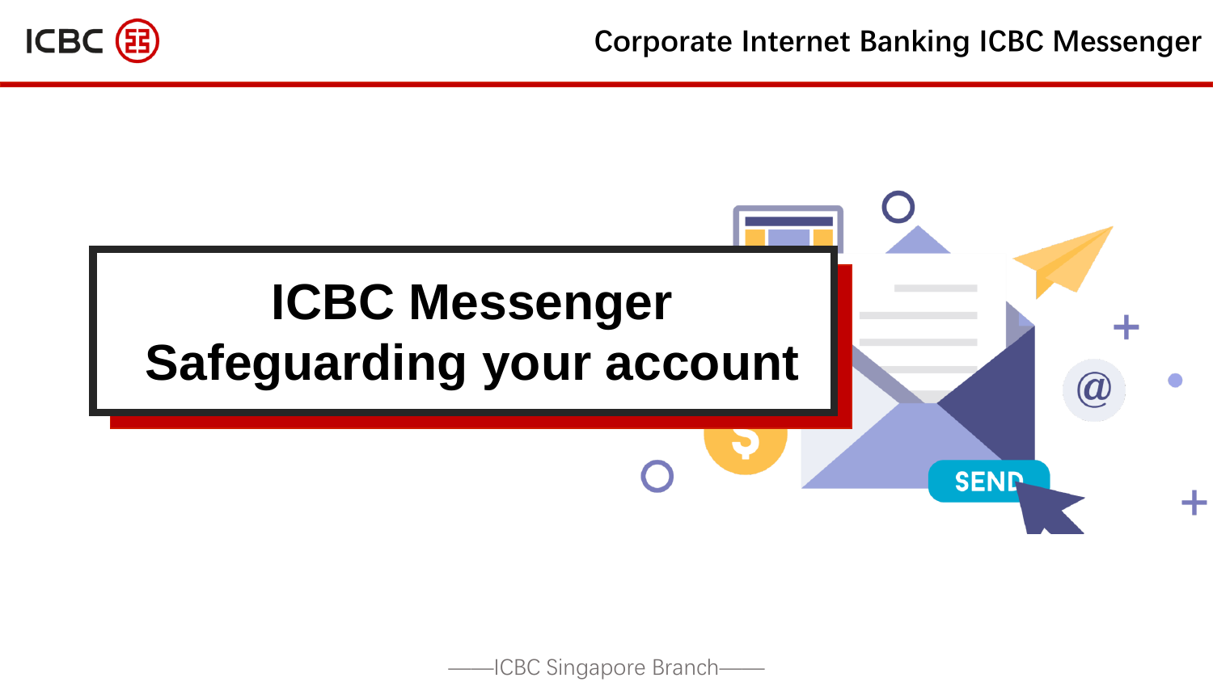# ICBC Messenger
# Safeguarding your account

——ICBC Singapore Branch——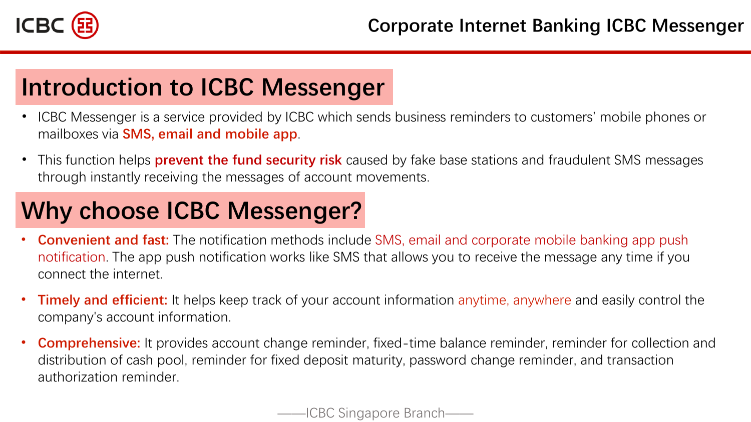## Introduction to ICBC Messenger

- ICBC Messenger is a service provided by ICBC which sends business reminders to customers' mobile phones or mailboxes via **SMS, email and mobile app**.
- This function helps **prevent the fund security risk** caused by fake base stations and fraudulent SMS messages through instantly receiving the messages of account movements.

## Why choose ICBC Messenger?

- **Convenient and fast:** The notification methods include SMS, email and corporate mobile banking app push notification. The app push notification works like SMS that allows you to receive the message any time if you connect the internet.
- **Timely and efficient:** It helps keep track of your account information anytime, anywhere and easily control the company's account information.
- **Comprehensive:** It provides account change reminder, fixed-time balance reminder, reminder for collection and distribution of cash pool, reminder for fixed deposit maturity, password change reminder, and transaction authorization reminder.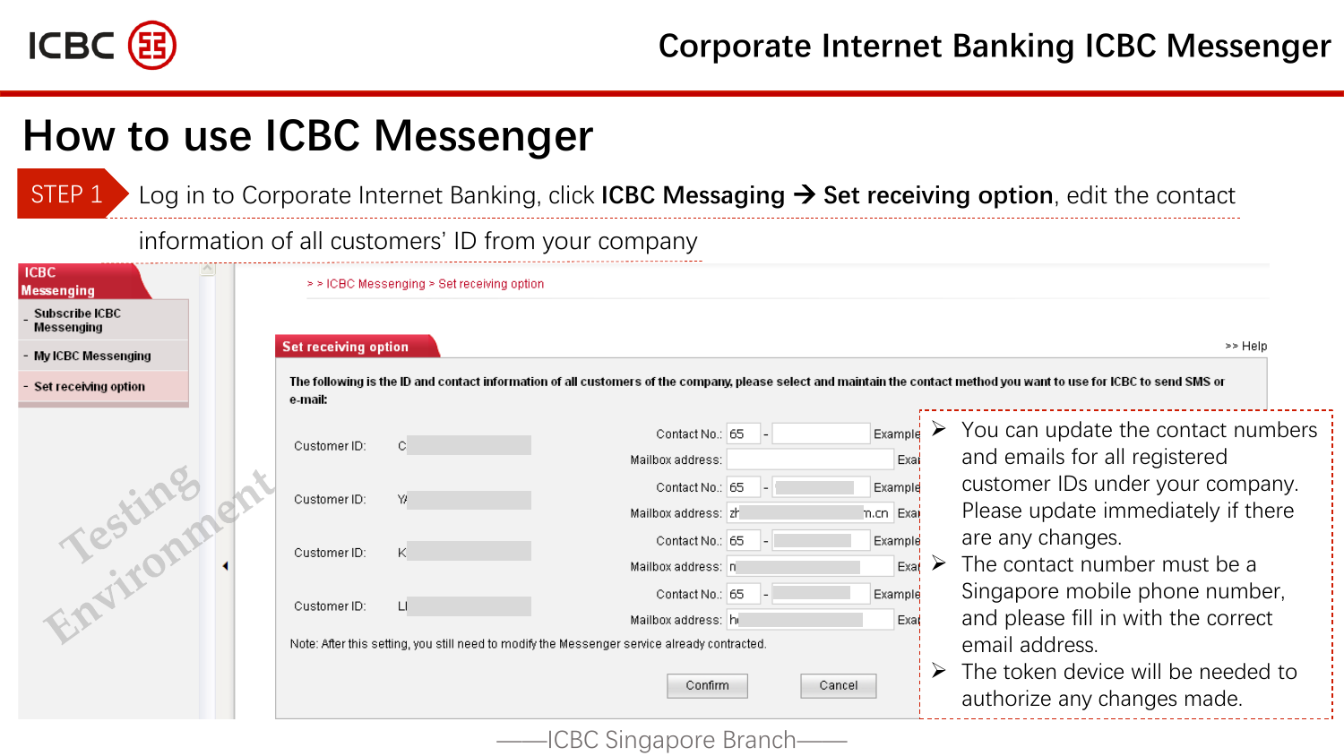# How to use ICBC Messenger

**STEP 1** Log in to Corporate Internet Banking, click **ICBC Messaging → Set receiving option**, edit the contact information of all customers' ID from your company

ICBC Messaging
- Subscribe ICBC Messaging
- My ICBC Messenging
- Set receiving option

> > ICBC Messenging > Set receiving option

**Set receiving option** >> Help

The following is the ID and contact information of all customers of the company, please select and maintain the contact method you want to use for ICBC to send SMS or e-mail:

| Customer ID: | Contact No.: 65 - | Example |
|---|---|---|
| | Mailbox address: | Exa |
| Customer ID: | Contact No.: 65 - | Example |
| | Mailbox address: | Exa |
| Customer ID: | Contact No.: 65 - | Example |
| | Mailbox address: | Exa |
| Customer ID: | Contact No.: 65 - | Example |
| | Mailbox address: | Exa |

Note: After this setting, you still need to modify the Messenger service already contracted.

Confirm | Cancel

Testing Environment

- You can update the contact numbers and emails for all registered customer IDs under your company. Please update immediately if there are any changes.
- The contact number must be a Singapore mobile phone number, and please fill in with the correct email address.
- The token device will be needed to authorize any changes made.

——ICBC Singapore Branch——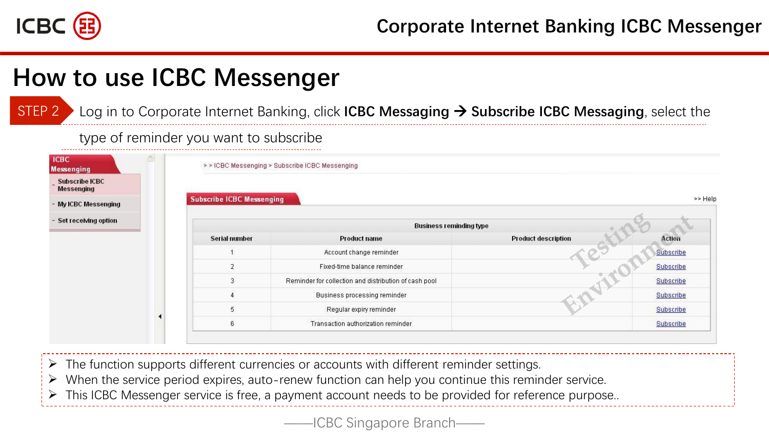# How to use ICBC Messenger

**STEP 2** Log in to Corporate Internet Banking, click **ICBC Messaging → Subscribe ICBC Messaging**, select the type of reminder you want to subscribe

ICBC Messaging
- Subscribe ICBC Messaging
- My ICBC Messaging
- Set receiving option

> > ICBC Messaging > Subscribe ICBC Messaging

**Subscribe ICBC Messaging** >> Help

| Business reminding type | | | |
|---|---|---|---|
| Serial number | Product name | Product description | Action |
| 1 | Account change reminder | | Subscribe |
| 2 | Fixed-time balance reminder | | Subscribe |
| 3 | Reminder for collection and distribution of cash pool | | Subscribe |
| 4 | Business processing reminder | | Subscribe |
| 5 | Regular expiry reminder | | Subscribe |
| 6 | Transaction authorization reminder | | Subscribe |

Testing Environment

- The function supports different currencies or accounts with different reminder settings.
- When the service period expires, auto-renew function can help you continue this reminder service.
- This ICBC Messenger service is free, a payment account needs to be provided for reference purpose..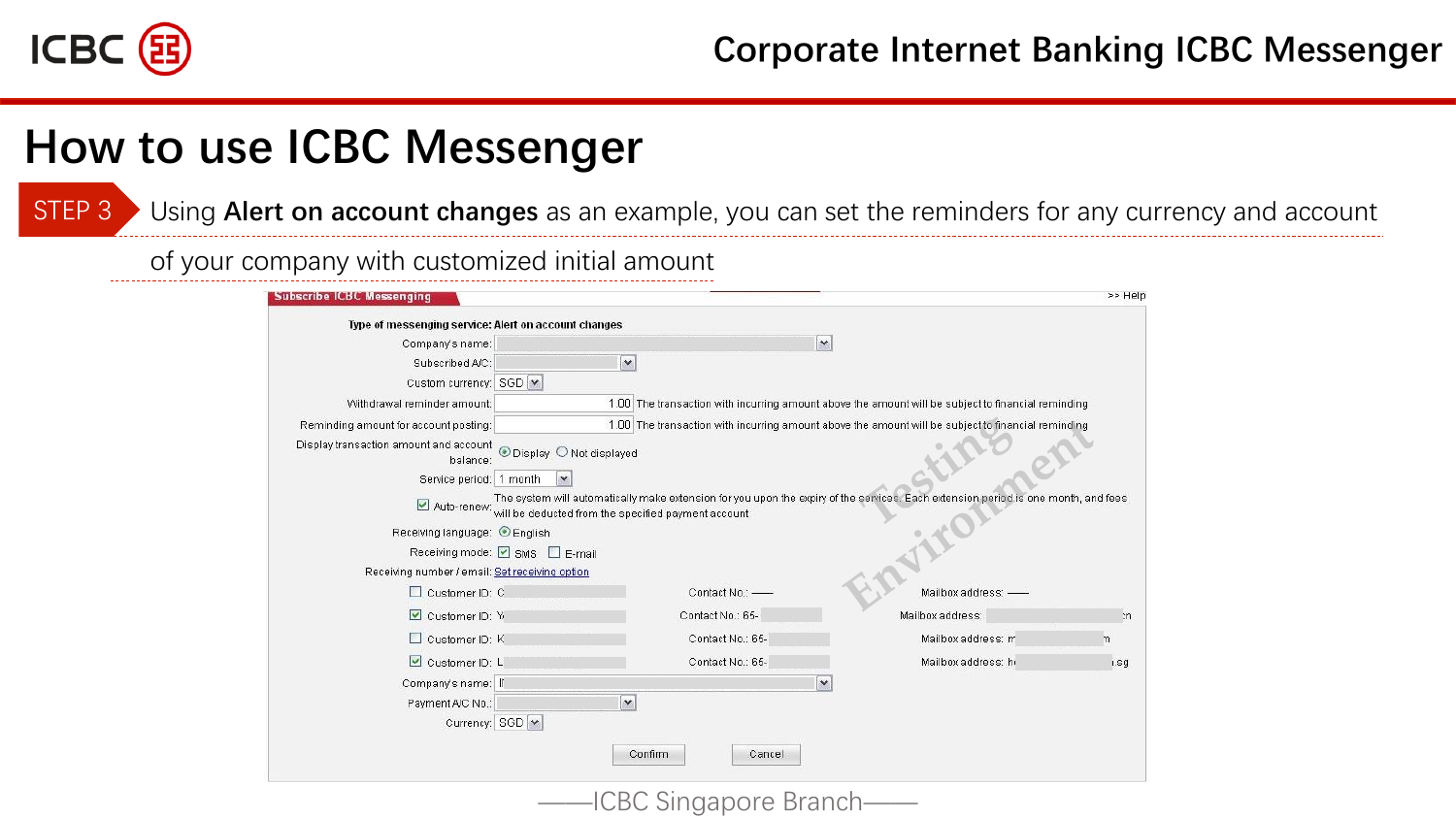# How to use ICBC Messenger

**STEP 3** Using **Alert on account changes** as an example, you can set the reminders for any currency and account of your company with customized initial amount

Subscribe ICBC Messenging

>> Help

Type of messenging service: Alert on account changes

Company's name:

Subscribed A/C:

Custom currency: SGD

Withdrawal reminder amount: 1.00 The transaction with incurring amount above the amount will be subject to financial reminding

Reminding amount for account posting: 1.00 The transaction with incurring amount above the amount will be subject to financial reminding

Display transaction amount and account balance: Display / Not displayed

Service period: 1 month

Auto-renew: The system will automatically make extension for you upon the expiry of the service. Each extension period is one month, and fees will be deducted from the specified payment account

Receiving language: English

Receiving mode: SMS / E-mail

Receiving number / email: Set receiving option

Customer ID: C | Contact No.: —— | Mailbox address: ——

Customer ID: Y | Contact No.: 65- | Mailbox address:

Customer ID: K | Contact No.: 65- | Mailbox address:

Customer ID: L | Contact No.: 65- | Mailbox address:

Company's name:

Payment A/C No.:

Currency: SGD

Confirm | Cancel

Testing Environment

——ICBC Singapore Branch——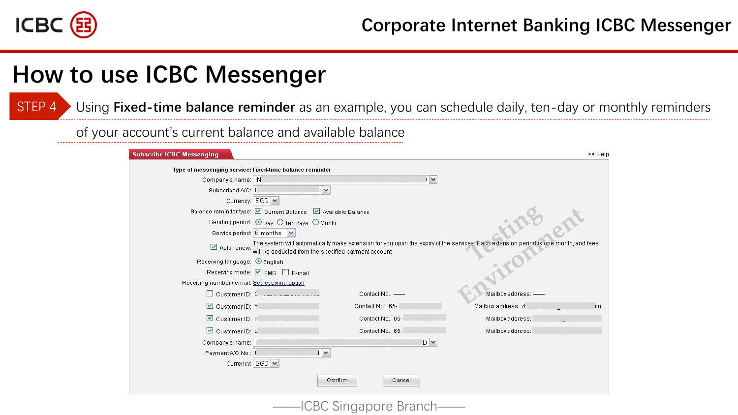# How to use ICBC Messenger

**STEP 4** Using **Fixed-time balance reminder** as an example, you can schedule daily, ten-day or monthly reminders of your account's current balance and available balance

**Subscribe ICBC Messenging** >> Help

Type of messenging service: Fixed-time balance reminder

Company's name: IN

Subscribed A/C:

Currency: SGD

Balance reminder type: ☑ Current Balance ☑ Available Balance

Sending period: ◉ Day ○ Ten days ○ Month

Service period: 6 months

☑ Auto-renew: The system will automatically make extension for you upon the expiry of the services. Each extension period is one month, and fees will be deducted from the specified payment account

Receiving language: ◉ English

Receiving mode: ☑ SMS ☐ E-mail

Receiving number / email: Set receiving option

| | | | |
|---|---|---|---|
| ☐ | Customer ID: C | Contact No.: —— | Mailbox address: —— |
| ☑ | Customer ID: Y | Contact No.: 65- | Mailbox address: zh cn |
| ☑ | Customer ID: K | Contact No.: 65- | Mailbox address: |
| ☑ | Customer ID: L | Contact No.: 65- | Mailbox address: |

Company's name: I D

Payment A/C No.:

Currency: SGD

Confirm Cancel

Testing Environment

——ICBC Singapore Branch——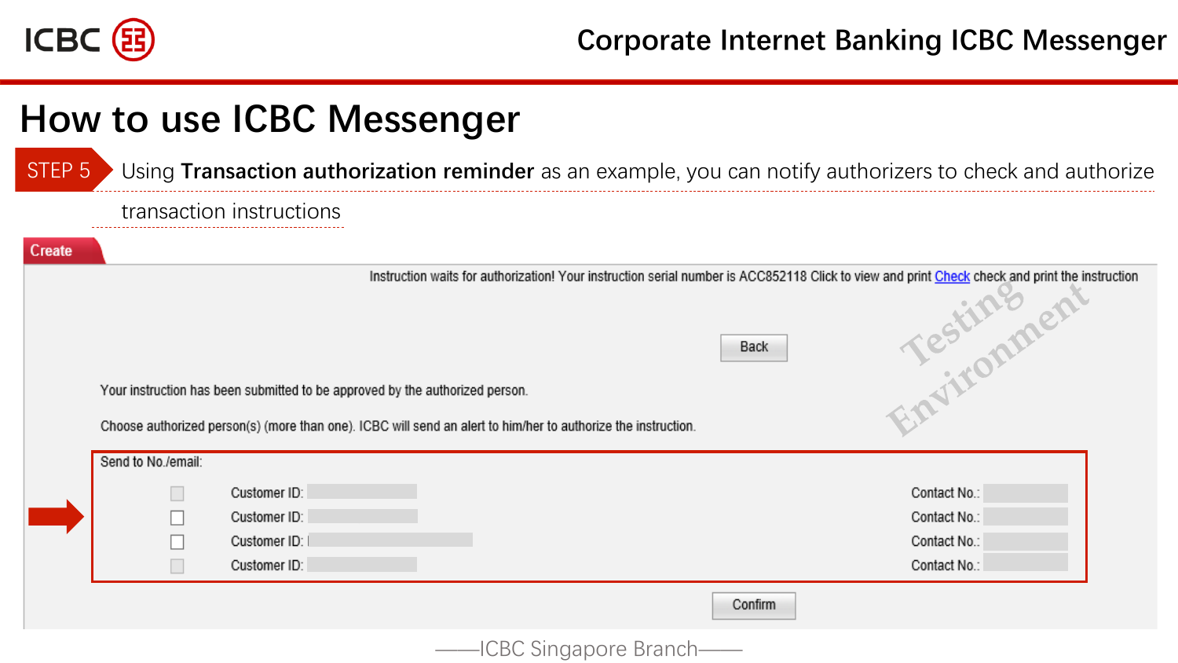# How to use ICBC Messenger

**STEP 5** Using **Transaction authorization reminder** as an example, you can notify authorizers to check and authorize transaction instructions

Create

Instruction waits for authorization! Your instruction serial number is ACC852118 Click to view and print Check check and print the instruction

Back

Your instruction has been submitted to be approved by the authorized person.

Choose authorized person(s) (more than one). ICBC will send an alert to him/her to authorize the instruction.

Send to No./email:

| | | |
|---|---|---|
| ☐ | Customer ID: | Contact No.: |
| ☐ | Customer ID: | Contact No.: |
| ☐ | Customer ID: | Contact No.: |
| ☐ | Customer ID: | Contact No.: |

Confirm

Testing Environment

——ICBC Singapore Branch——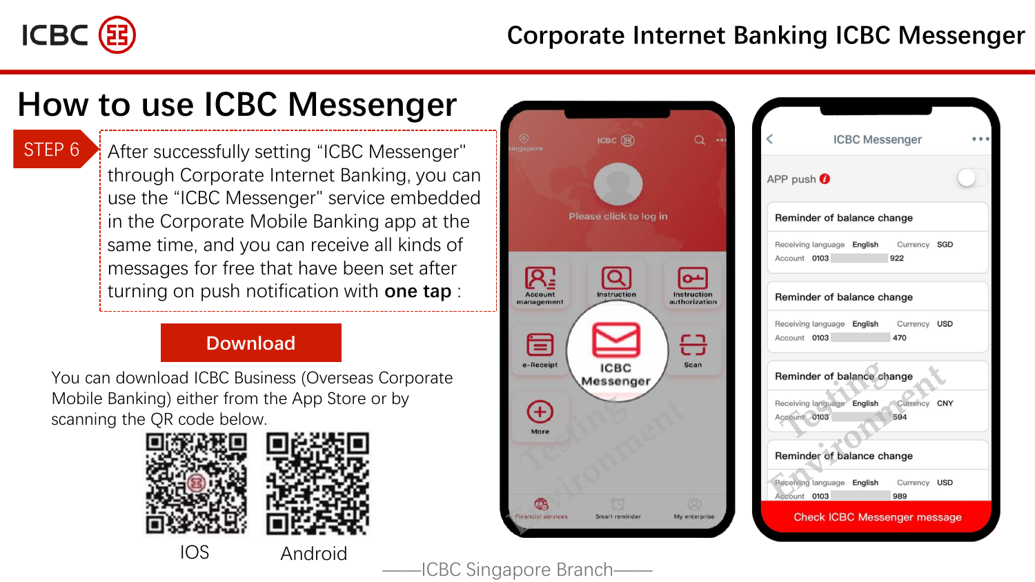# How to use ICBC Messenger

**STEP 6**

After successfully setting "ICBC Messenger" through Corporate Internet Banking, you can use the "ICBC Messenger" service embedded in the Corporate Mobile Banking app at the same time, and you can receive all kinds of messages for free that have been set after turning on push notification with **one tap** :

**Download**

You can download ICBC Business (Overseas Corporate Mobile Banking) either from the App Store or by scanning the QR code below.

IOS

Android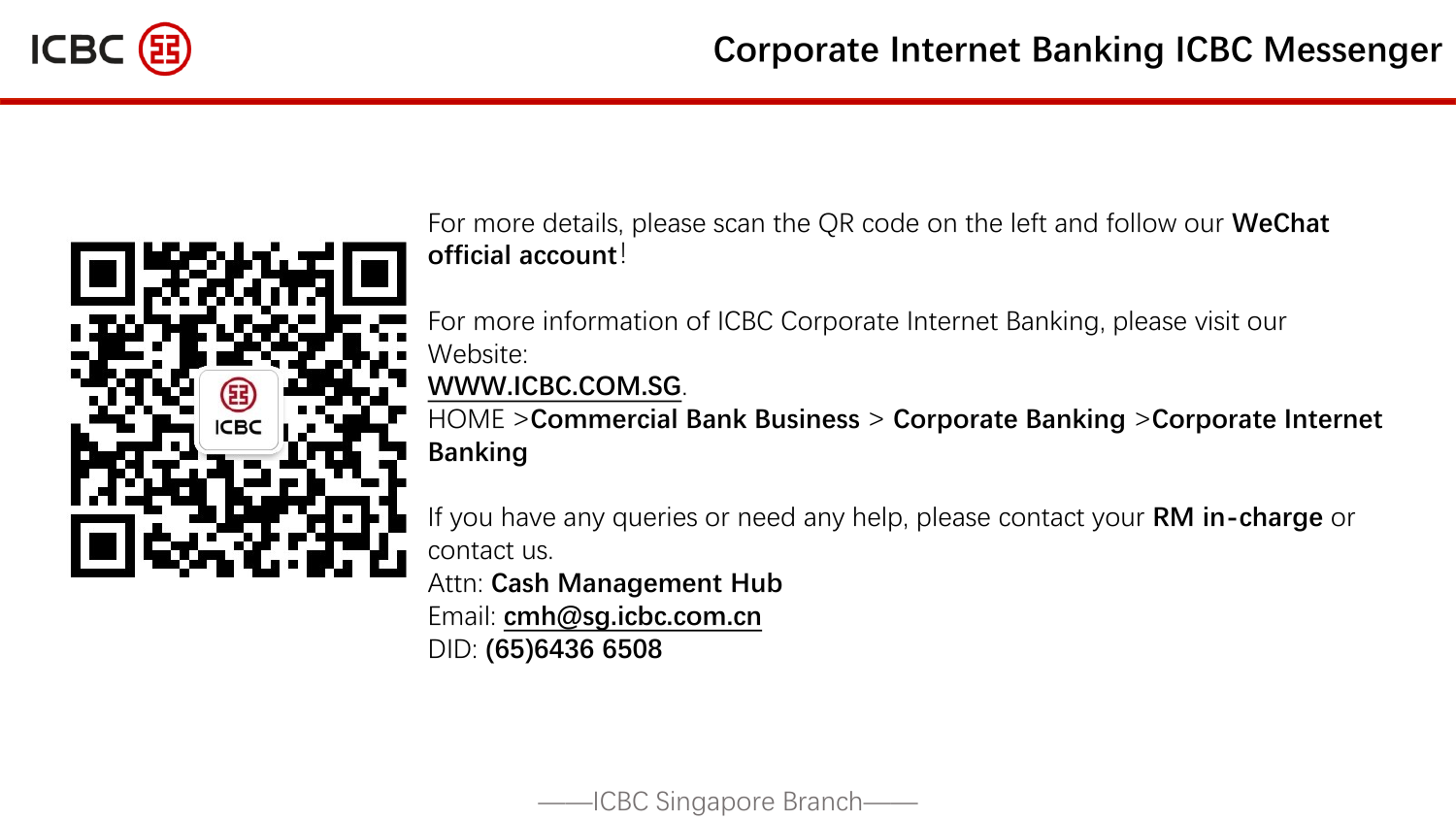# Corporate Internet Banking ICBC Messenger

For more details, please scan the QR code on the left and follow our **WeChat official account**!

For more information of ICBC Corporate Internet Banking, please visit our Website:
**WWW.ICBC.COM.SG**.
HOME >**Commercial Bank Business** > **Corporate Banking** >**Corporate Internet Banking**

If you have any queries or need any help, please contact your **RM in-charge** or contact us.
Attn: **Cash Management Hub**
Email: **cmh@sg.icbc.com.cn**
DID: **(65)6436 6508**

——ICBC Singapore Branch——